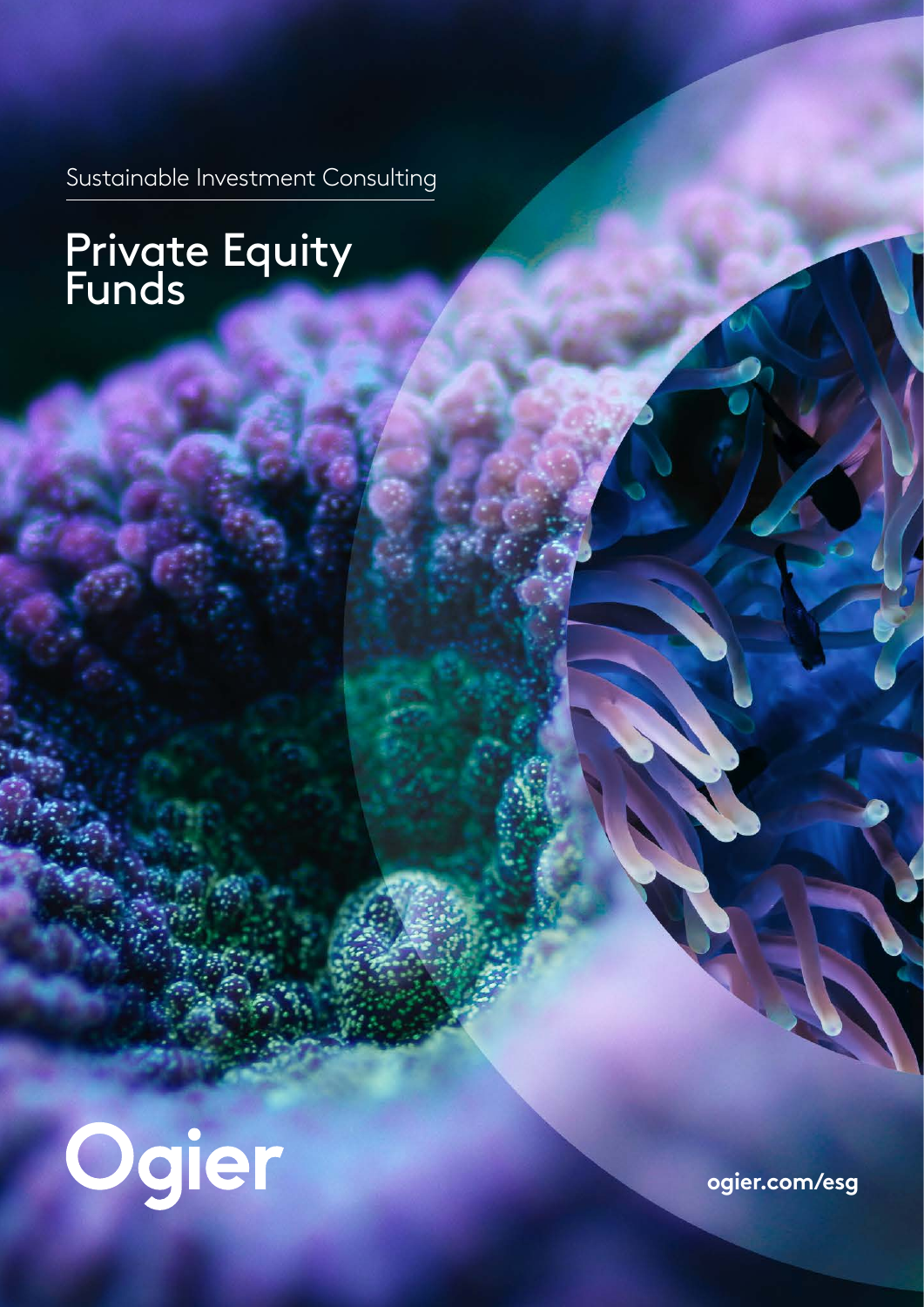Sustainable Investment Consulting

# Private Equity Funds

Ogier

ogier.com/esg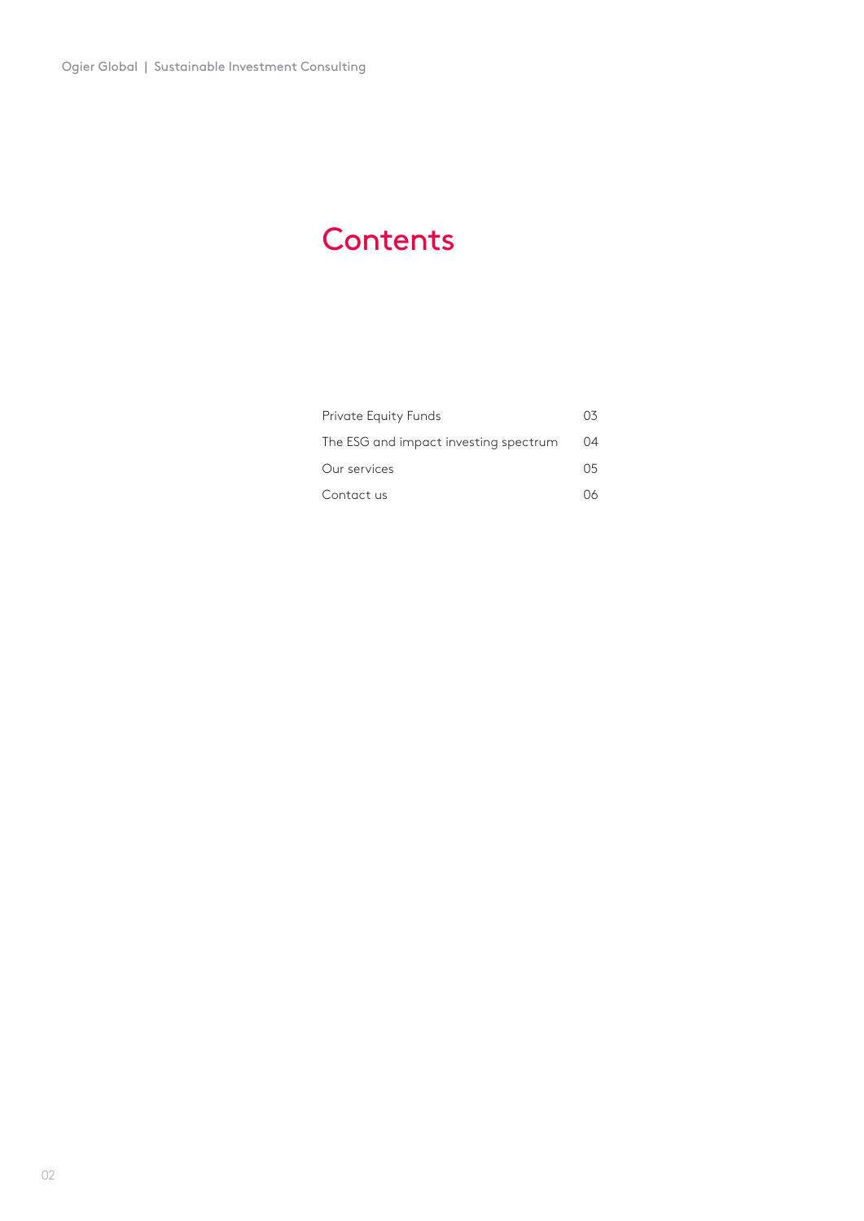# Contents

| | |
|---|---|
| Private Equity Funds | 03 |
| The ESG and impact investing spectrum | 04 |
| Our services | 05 |
| Contact us | 06 |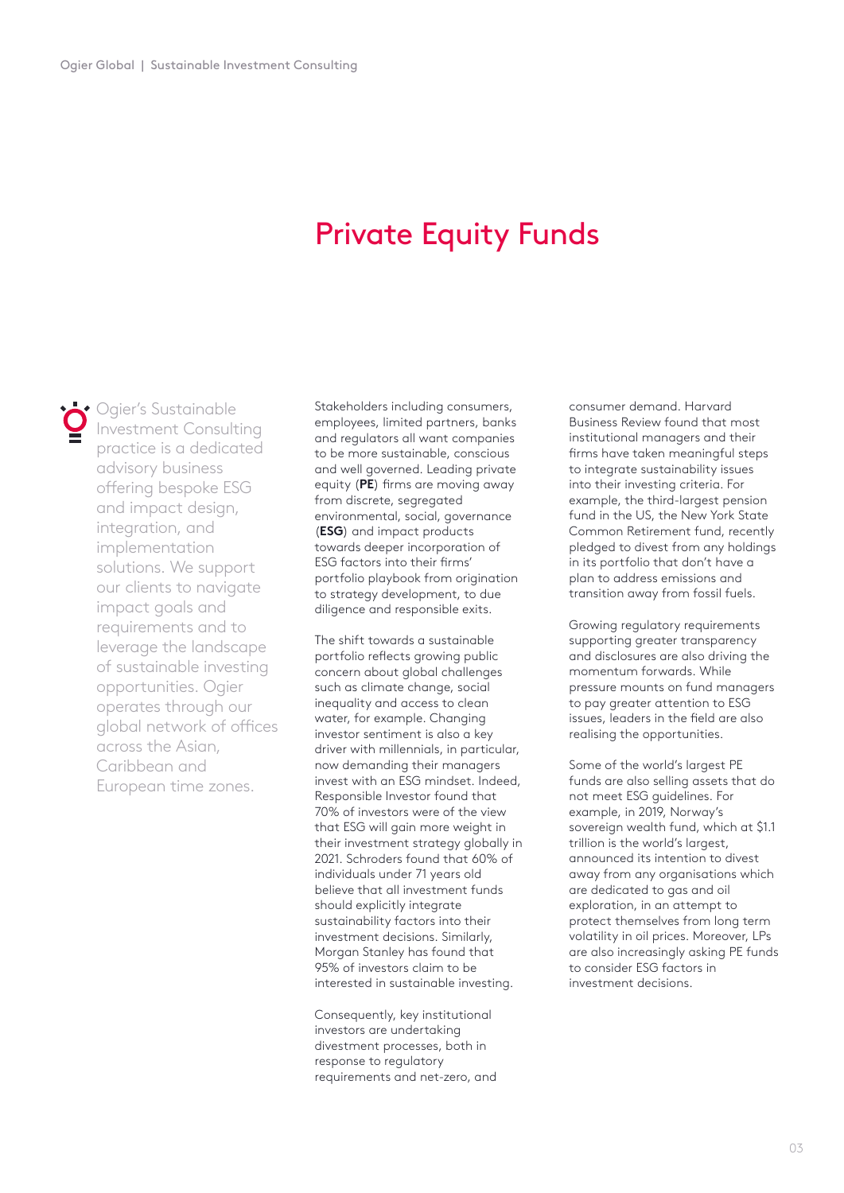# Private Equity Funds

Ogier's Sustainable Investment Consulting practice is a dedicated advisory business offering bespoke ESG and impact design, integration, and implementation solutions. We support our clients to navigate impact goals and requirements and to leverage the landscape of sustainable investing opportunities. Ogier operates through our global network of offices across the Asian, Caribbean and European time zones.

Stakeholders including consumers, employees, limited partners, banks and regulators all want companies to be more sustainable, conscious and well governed. Leading private equity (**PE**) firms are moving away from discrete, segregated environmental, social, governance (**ESG**) and impact products towards deeper incorporation of ESG factors into their firms' portfolio playbook from origination to strategy development, to due diligence and responsible exits.

The shift towards a sustainable portfolio reflects growing public concern about global challenges such as climate change, social inequality and access to clean water, for example. Changing investor sentiment is also a key driver with millennials, in particular, now demanding their managers invest with an ESG mindset. Indeed, Responsible Investor found that 70% of investors were of the view that ESG will gain more weight in their investment strategy globally in 2021. Schroders found that 60% of individuals under 71 years old believe that all investment funds should explicitly integrate sustainability factors into their investment decisions. Similarly, Morgan Stanley has found that 95% of investors claim to be interested in sustainable investing.

Consequently, key institutional investors are undertaking divestment processes, both in response to regulatory requirements and net-zero, and consumer demand. Harvard Business Review found that most institutional managers and their firms have taken meaningful steps to integrate sustainability issues into their investing criteria. For example, the third-largest pension fund in the US, the New York State Common Retirement fund, recently pledged to divest from any holdings in its portfolio that don't have a plan to address emissions and transition away from fossil fuels.

Growing regulatory requirements supporting greater transparency and disclosures are also driving the momentum forwards. While pressure mounts on fund managers to pay greater attention to ESG issues, leaders in the field are also realising the opportunities.

Some of the world's largest PE funds are also selling assets that do not meet ESG guidelines. For example, in 2019, Norway's sovereign wealth fund, which at $1.1 trillion is the world's largest, announced its intention to divest away from any organisations which are dedicated to gas and oil exploration, in an attempt to protect themselves from long term volatility in oil prices. Moreover, LPs are also increasingly asking PE funds to consider ESG factors in investment decisions.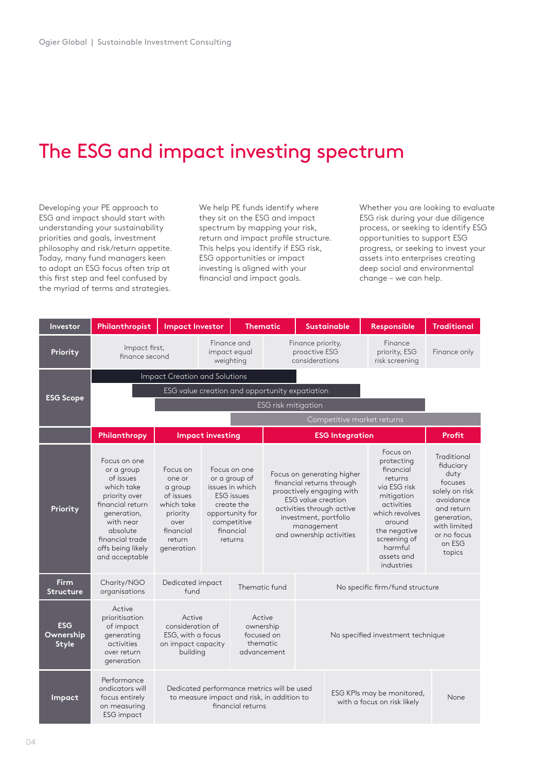# The ESG and impact investing spectrum

Developing your PE approach to ESG and impact should start with understanding your sustainability priorities and goals, investment philosophy and risk/return appetite. Today, many fund managers keen to adopt an ESG focus often trip at this first step and feel confused by the myriad of terms and strategies.

We help PE funds identify where they sit on the ESG and impact spectrum by mapping your risk, return and impact profile structure. This helps you identify if ESG risk, ESG opportunities or impact investing is aligned with your financial and impact goals.

Whether you are looking to evaluate ESG risk during your due diligence process, or seeking to identify ESG opportunities to support ESG progress, or seeking to invest your assets into enterprises creating deep social and environmental change – we can help.

| Investor | Philanthropist | Impact Investor | | Thematic | Sustainable | | Responsible | Traditional |
|---|---|---|---|---|---|---|---|---|
| Priority | Impact first, finance second | | | Finance and impact equal weighting | Finance priority, proactive ESG considerations | | Finance priority, ESG risk screening | Finance only |
| ESG Scope | Impact Creation and Solutions | | | | | | | |
| | | ESG value creation and opportunity expatiation | | | | | | |
| | | | ESG risk mitigation | | | | | |
| | | | | Competitive market returns | | | | |
| | Philanthropy | Impact investing | | | ESG Integration | | | Profit |
| Priority | Focus on one or a group of issues which take priority over financial return generation, with near absolute financial trade offs being likely and acceptable | Focus on one or a group of issues which take priority over financial return generation | Focus on one or a group of issues in which ESG issues create the opportunity for competitive financial returns | | Focus on generating higher financial returns through proactively engaging with ESG value creation activities through active investment, portfolio management and ownership activities | | Focus on protecting financial returns via ESG risk mitigation activities which revolves around the negative screening of harmful assets and industries | Traditional fiduciary duty focuses solely on risk avoidance and return generation, with limited or no focus on ESG topics |
| Firm Structure | Charity/NGO organisations | Dedicated impact fund | | Thematic fund | No specific firm/fund structure | | | |
| ESG Ownership Style | Active prioritisation of impact generating activities over return generation | Active consideration of ESG, with a focus on impact capacity building | | Active ownership focused on thematic advancement | No specified investment technique | | | |
| Impact | Performance ondicators will focus entirely on measuring ESG impact | Dedicated performance metrics will be used to measure impact and risk, in addition to financial returns | | | | ESG KPIs may be monitored, with a focus on risk likely | | None |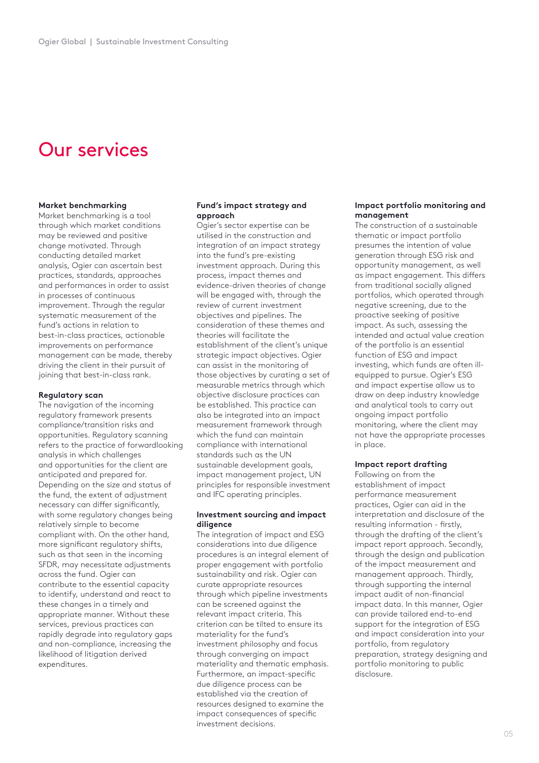# Our services

### Market benchmarking

Market benchmarking is a tool through which market conditions may be reviewed and positive change motivated. Through conducting detailed market analysis, Ogier can ascertain best practices, standards, approaches and performances in order to assist in processes of continuous improvement. Through the regular systematic measurement of the fund's actions in relation to best-in-class practices, actionable improvements on performance management can be made, thereby driving the client in their pursuit of joining that best-in-class rank.

### Regulatory scan

The navigation of the incoming regulatory framework presents compliance/transition risks and opportunities. Regulatory scanning refers to the practice of forwardlooking analysis in which challenges and opportunities for the client are anticipated and prepared for. Depending on the size and status of the fund, the extent of adjustment necessary can differ significantly, with some regulatory changes being relatively simple to become compliant with. On the other hand, more significant regulatory shifts, such as that seen in the incoming SFDR, may necessitate adjustments across the fund. Ogier can contribute to the essential capacity to identify, understand and react to these changes in a timely and appropriate manner. Without these services, previous practices can rapidly degrade into regulatory gaps and non-compliance, increasing the likelihood of litigation derived expenditures.

### Fund's impact strategy and approach

Ogier's sector expertise can be utilised in the construction and integration of an impact strategy into the fund's pre-existing investment approach. During this process, impact themes and evidence-driven theories of change will be engaged with, through the review of current investment objectives and pipelines. The consideration of these themes and theories will facilitate the establishment of the client's unique strategic impact objectives. Ogier can assist in the monitoring of those objectives by curating a set of measurable metrics through which objective disclosure practices can be established. This practice can also be integrated into an impact measurement framework through which the fund can maintain compliance with international standards such as the UN sustainable development goals, impact management project, UN principles for responsible investment and IFC operating principles.

### Investment sourcing and impact diligence

The integration of impact and ESG considerations into due diligence procedures is an integral element of proper engagement with portfolio sustainability and risk. Ogier can curate appropriate resources through which pipeline investments can be screened against the relevant impact criteria. This criterion can be tilted to ensure its materiality for the fund's investment philosophy and focus through converging on impact materiality and thematic emphasis. Furthermore, an impact-specific due diligence process can be established via the creation of resources designed to examine the impact consequences of specific investment decisions.

### Impact portfolio monitoring and management

The construction of a sustainable thematic or impact portfolio presumes the intention of value generation through ESG risk and opportunity management, as well as impact engagement. This differs from traditional socially aligned portfolios, which operated through negative screening, due to the proactive seeking of positive impact. As such, assessing the intended and actual value creation of the portfolio is an essential function of ESG and impact investing, which funds are often ill-equipped to pursue. Ogier's ESG and impact expertise allow us to draw on deep industry knowledge and analytical tools to carry out ongoing impact portfolio monitoring, where the client may not have the appropriate processes in place.

### Impact report drafting

Following on from the establishment of impact performance measurement practices, Ogier can aid in the interpretation and disclosure of the resulting information - firstly, through the drafting of the client's impact report approach. Secondly, through the design and publication of the impact measurement and management approach. Thirdly, through supporting the internal impact audit of non-financial impact data. In this manner, Ogier can provide tailored end-to-end support for the integration of ESG and impact consideration into your portfolio, from regulatory preparation, strategy designing and portfolio monitoring to public disclosure.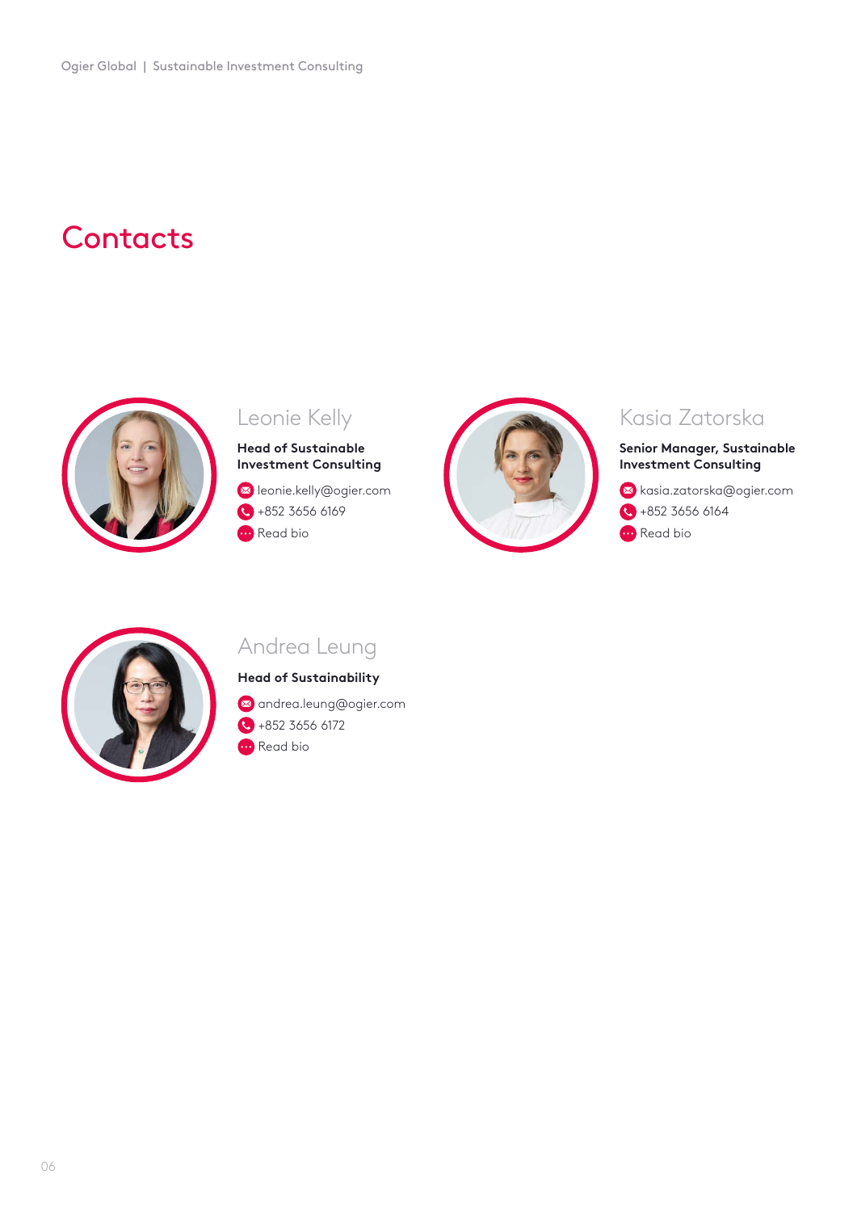# Contacts

## Leonie Kelly

**Head of Sustainable Investment Consulting**

leonie.kelly@ogier.com

+852 3656 6169

Read bio

## Kasia Zatorska

**Senior Manager, Sustainable Investment Consulting**

kasia.zatorska@ogier.com

+852 3656 6164

Read bio

## Andrea Leung

**Head of Sustainability**

andrea.leung@ogier.com

+852 3656 6172

Read bio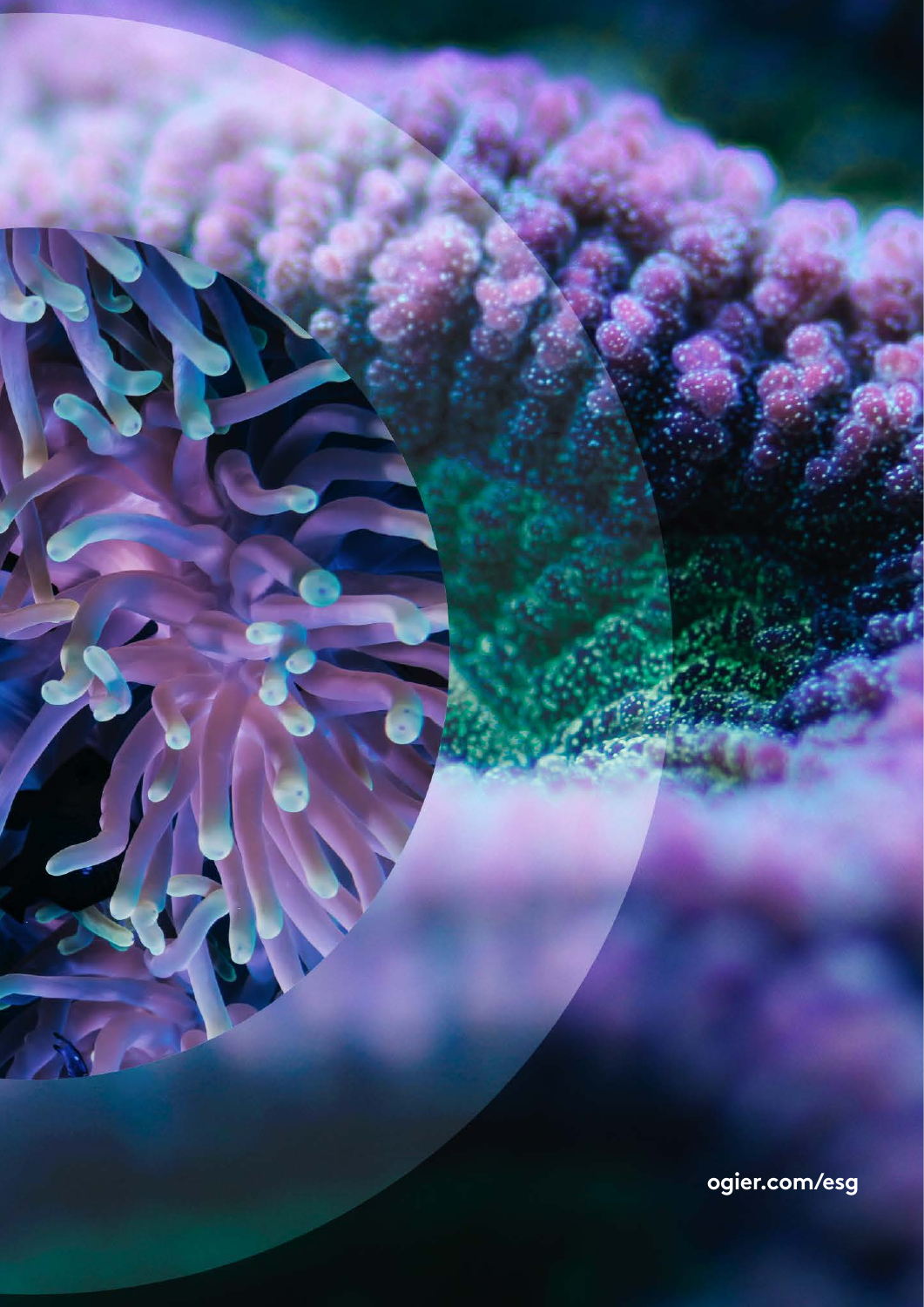ogier.com/esg